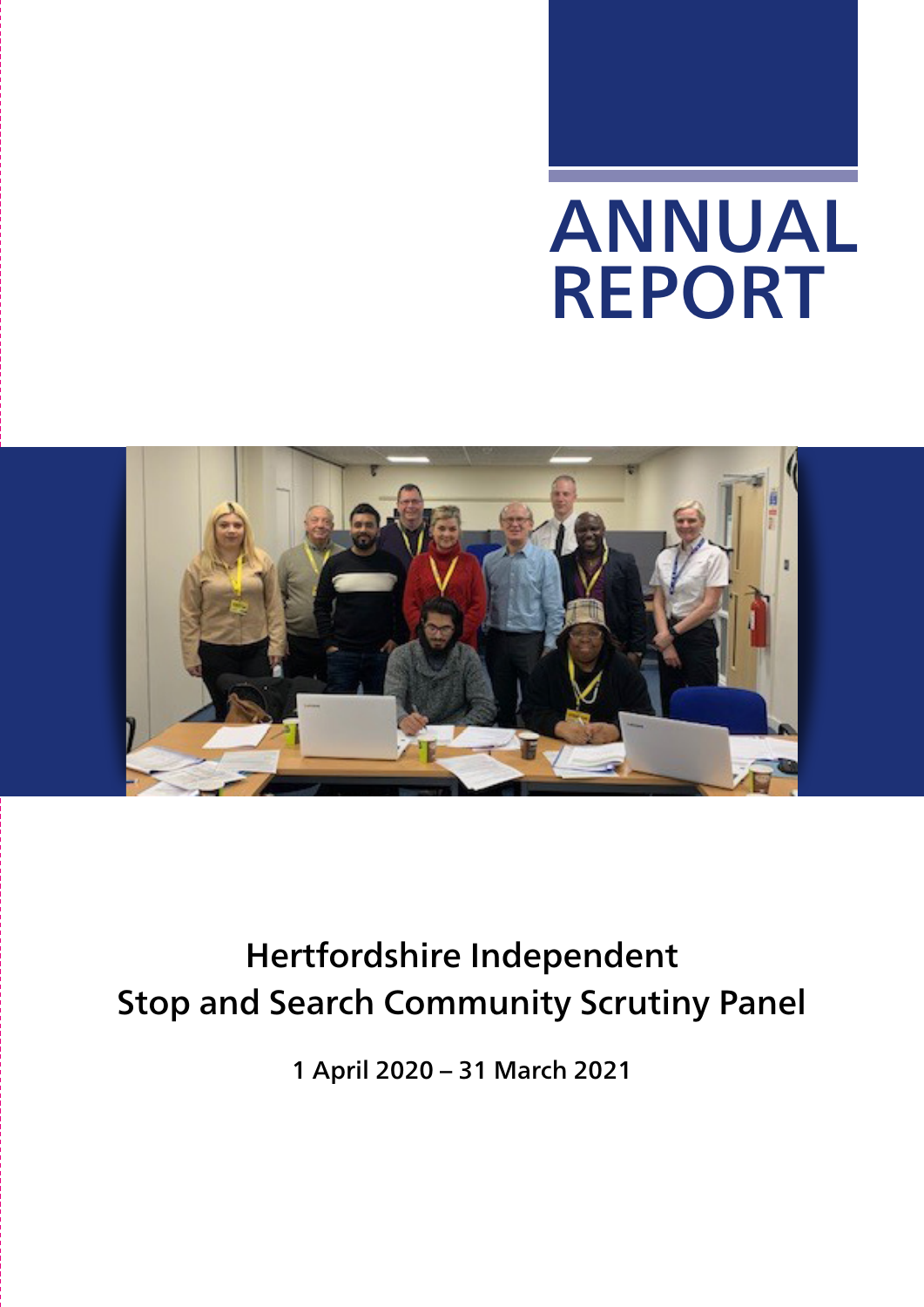# ANNUAL REPORT

## Hertfordshire Independent Stop and Search Community Scrutiny Panel

**1 April 2020 – 31 March 2021**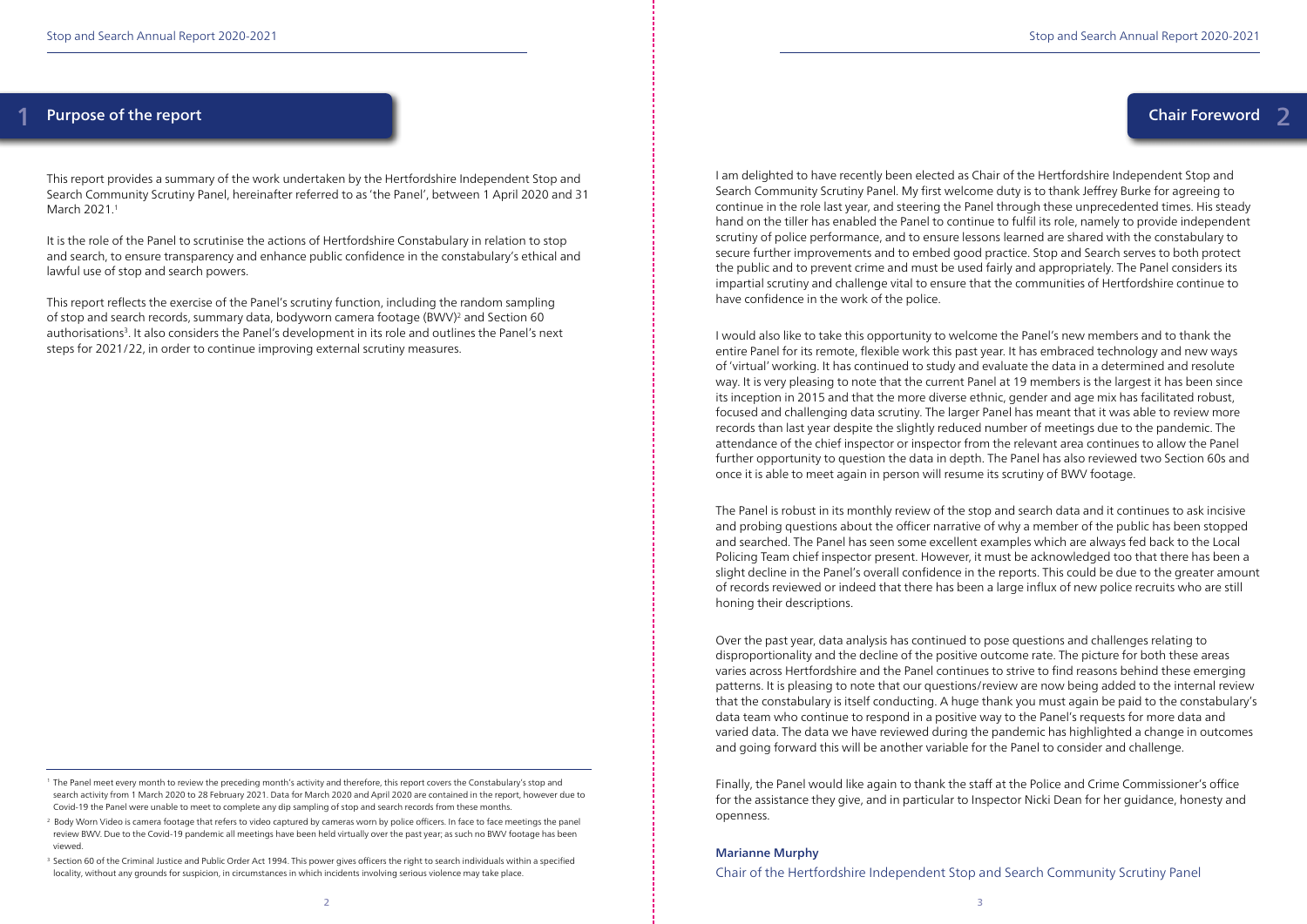## 1 Purpose of the report

This report provides a summary of the work undertaken by the Hertfordshire Independent Stop and Search Community Scrutiny Panel, hereinafter referred to as 'the Panel', between 1 April 2020 and 31 March 2021.[1]

It is the role of the Panel to scrutinise the actions of Hertfordshire Constabulary in relation to stop and search, to ensure transparency and enhance public confidence in the constabulary's ethical and lawful use of stop and search powers.

This report reflects the exercise of the Panel's scrutiny function, including the random sampling of stop and search records, summary data, bodyworn camera footage (BWV)[2] and Section 60 authorisations[3]. It also considers the Panel's development in its role and outlines the Panel's next steps for 2021/22, in order to continue improving external scrutiny measures.

[1] The Panel meet every month to review the preceding month's activity and therefore, this report covers the Constabulary's stop and search activity from 1 March 2020 to 28 February 2021. Data for March 2020 and April 2020 are contained in the report, however due to Covid-19 the Panel were unable to meet to complete any dip sampling of stop and search records from these months.

[2] Body Worn Video is camera footage that refers to video captured by cameras worn by police officers. In face to face meetings the panel review BWV. Due to the Covid-19 pandemic all meetings have been held virtually over the past year; as such no BWV footage has been viewed.

[3] Section 60 of the Criminal Justice and Public Order Act 1994. This power gives officers the right to search individuals within a specified locality, without any grounds for suspicion, in circumstances in which incidents involving serious violence may take place.

## Chair Foreword 2

I am delighted to have recently been elected as Chair of the Hertfordshire Independent Stop and Search Community Scrutiny Panel. My first welcome duty is to thank Jeffrey Burke for agreeing to continue in the role last year, and steering the Panel through these unprecedented times. His steady hand on the tiller has enabled the Panel to continue to fulfil its role, namely to provide independent scrutiny of police performance, and to ensure lessons learned are shared with the constabulary to secure further improvements and to embed good practice. Stop and Search serves to both protect the public and to prevent crime and must be used fairly and appropriately. The Panel considers its impartial scrutiny and challenge vital to ensure that the communities of Hertfordshire continue to have confidence in the work of the police.

I would also like to take this opportunity to welcome the Panel's new members and to thank the entire Panel for its remote, flexible work this past year. It has embraced technology and new ways of 'virtual' working. It has continued to study and evaluate the data in a determined and resolute way. It is very pleasing to note that the current Panel at 19 members is the largest it has been since its inception in 2015 and that the more diverse ethnic, gender and age mix has facilitated robust, focused and challenging data scrutiny. The larger Panel has meant that it was able to review more records than last year despite the slightly reduced number of meetings due to the pandemic. The attendance of the chief inspector or inspector from the relevant area continues to allow the Panel further opportunity to question the data in depth. The Panel has also reviewed two Section 60s and once it is able to meet again in person will resume its scrutiny of BWV footage.

The Panel is robust in its monthly review of the stop and search data and it continues to ask incisive and probing questions about the officer narrative of why a member of the public has been stopped and searched. The Panel has seen some excellent examples which are always fed back to the Local Policing Team chief inspector present. However, it must be acknowledged too that there has been a slight decline in the Panel's overall confidence in the reports. This could be due to the greater amount of records reviewed or indeed that there has been a large influx of new police recruits who are still honing their descriptions.

Over the past year, data analysis has continued to pose questions and challenges relating to disproportionality and the decline of the positive outcome rate. The picture for both these areas varies across Hertfordshire and the Panel continues to strive to find reasons behind these emerging patterns. It is pleasing to note that our questions/review are now being added to the internal review that the constabulary is itself conducting. A huge thank you must again be paid to the constabulary's data team who continue to respond in a positive way to the Panel's requests for more data and varied data. The data we have reviewed during the pandemic has highlighted a change in outcomes and going forward this will be another variable for the Panel to consider and challenge.

Finally, the Panel would like again to thank the staff at the Police and Crime Commissioner's office for the assistance they give, and in particular to Inspector Nicki Dean for her guidance, honesty and openness.

**Marianne Murphy**

Chair of the Hertfordshire Independent Stop and Search Community Scrutiny Panel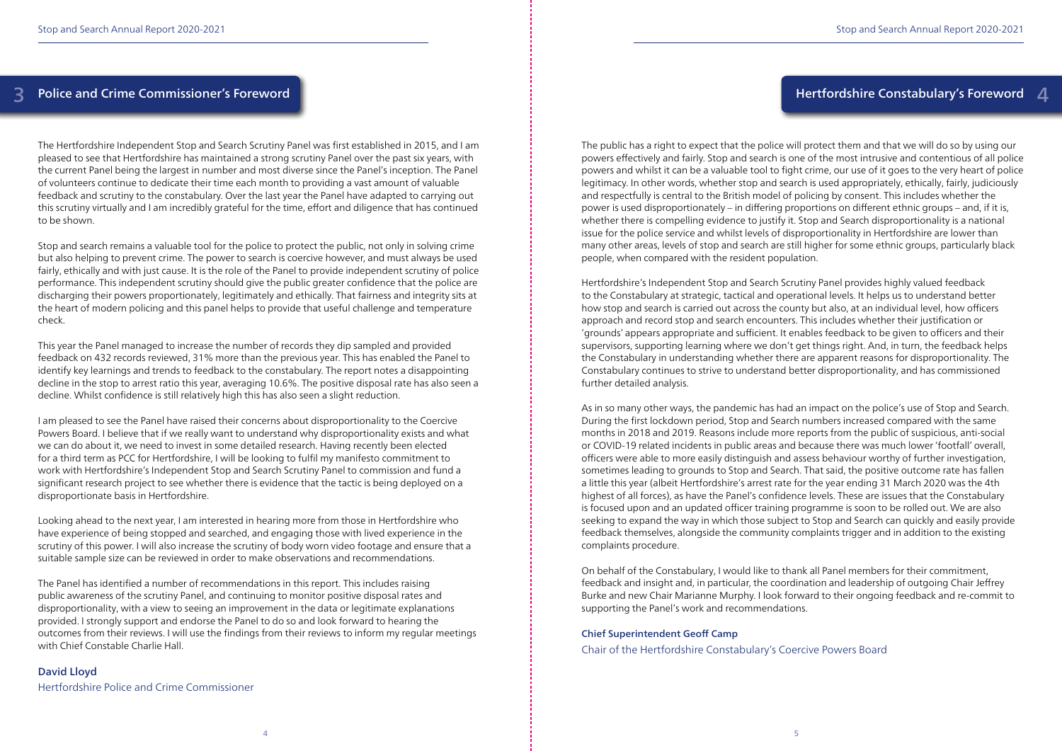## 3 Police and Crime Commissioner's Foreword

The Hertfordshire Independent Stop and Search Scrutiny Panel was first established in 2015, and I am pleased to see that Hertfordshire has maintained a strong scrutiny Panel over the past six years, with the current Panel being the largest in number and most diverse since the Panel's inception. The Panel of volunteers continue to dedicate their time each month to providing a vast amount of valuable feedback and scrutiny to the constabulary. Over the last year the Panel have adapted to carrying out this scrutiny virtually and I am incredibly grateful for the time, effort and diligence that has continued to be shown.

Stop and search remains a valuable tool for the police to protect the public, not only in solving crime but also helping to prevent crime. The power to search is coercive however, and must always be used fairly, ethically and with just cause. It is the role of the Panel to provide independent scrutiny of police performance. This independent scrutiny should give the public greater confidence that the police are discharging their powers proportionately, legitimately and ethically. That fairness and integrity sits at the heart of modern policing and this panel helps to provide that useful challenge and temperature check.

This year the Panel managed to increase the number of records they dip sampled and provided feedback on 432 records reviewed, 31% more than the previous year. This has enabled the Panel to identify key learnings and trends to feedback to the constabulary. The report notes a disappointing decline in the stop to arrest ratio this year, averaging 10.6%. The positive disposal rate has also seen a decline. Whilst confidence is still relatively high this has also seen a slight reduction.

I am pleased to see the Panel have raised their concerns about disproportionality to the Coercive Powers Board. I believe that if we really want to understand why disproportionality exists and what we can do about it, we need to invest in some detailed research. Having recently been elected for a third term as PCC for Hertfordshire, I will be looking to fulfil my manifesto commitment to work with Hertfordshire's Independent Stop and Search Scrutiny Panel to commission and fund a significant research project to see whether there is evidence that the tactic is being deployed on a disproportionate basis in Hertfordshire.

Looking ahead to the next year, I am interested in hearing more from those in Hertfordshire who have experience of being stopped and searched, and engaging those with lived experience in the scrutiny of this power. I will also increase the scrutiny of body worn video footage and ensure that a suitable sample size can be reviewed in order to make observations and recommendations.

The Panel has identified a number of recommendations in this report. This includes raising public awareness of the scrutiny Panel, and continuing to monitor positive disposal rates and disproportionality, with a view to seeing an improvement in the data or legitimate explanations provided. I strongly support and endorse the Panel to do so and look forward to hearing the outcomes from their reviews. I will use the findings from their reviews to inform my regular meetings with Chief Constable Charlie Hall.

**David Lloyd**
Hertfordshire Police and Crime Commissioner

## Hertfordshire Constabulary's Foreword 4

The public has a right to expect that the police will protect them and that we will do so by using our powers effectively and fairly. Stop and search is one of the most intrusive and contentious of all police powers and whilst it can be a valuable tool to fight crime, our use of it goes to the very heart of police legitimacy. In other words, whether stop and search is used appropriately, ethically, fairly, judiciously and respectfully is central to the British model of policing by consent. This includes whether the power is used disproportionately – in differing proportions on different ethnic groups – and, if it is, whether there is compelling evidence to justify it. Stop and Search disproportionality is a national issue for the police service and whilst levels of disproportionality in Hertfordshire are lower than many other areas, levels of stop and search are still higher for some ethnic groups, particularly black people, when compared with the resident population.

Hertfordshire's Independent Stop and Search Scrutiny Panel provides highly valued feedback to the Constabulary at strategic, tactical and operational levels. It helps us to understand better how stop and search is carried out across the county but also, at an individual level, how officers approach and record stop and search encounters. This includes whether their justification or 'grounds' appears appropriate and sufficient. It enables feedback to be given to officers and their supervisors, supporting learning where we don't get things right. And, in turn, the feedback helps the Constabulary in understanding whether there are apparent reasons for disproportionality. The Constabulary continues to strive to understand better disproportionality, and has commissioned further detailed analysis.

As in so many other ways, the pandemic has had an impact on the police's use of Stop and Search. During the first lockdown period, Stop and Search numbers increased compared with the same months in 2018 and 2019. Reasons include more reports from the public of suspicious, anti-social or COVID-19 related incidents in public areas and because there was much lower 'footfall' overall, officers were able to more easily distinguish and assess behaviour worthy of further investigation, sometimes leading to grounds to Stop and Search. That said, the positive outcome rate has fallen a little this year (albeit Hertfordshire's arrest rate for the year ending 31 March 2020 was the 4th highest of all forces), as have the Panel's confidence levels. These are issues that the Constabulary is focused upon and an updated officer training programme is soon to be rolled out. We are also seeking to expand the way in which those subject to Stop and Search can quickly and easily provide feedback themselves, alongside the community complaints trigger and in addition to the existing complaints procedure.

On behalf of the Constabulary, I would like to thank all Panel members for their commitment, feedback and insight and, in particular, the coordination and leadership of outgoing Chair Jeffrey Burke and new Chair Marianne Murphy. I look forward to their ongoing feedback and re-commit to supporting the Panel's work and recommendations.

**Chief Superintendent Geoff Camp**
Chair of the Hertfordshire Constabulary's Coercive Powers Board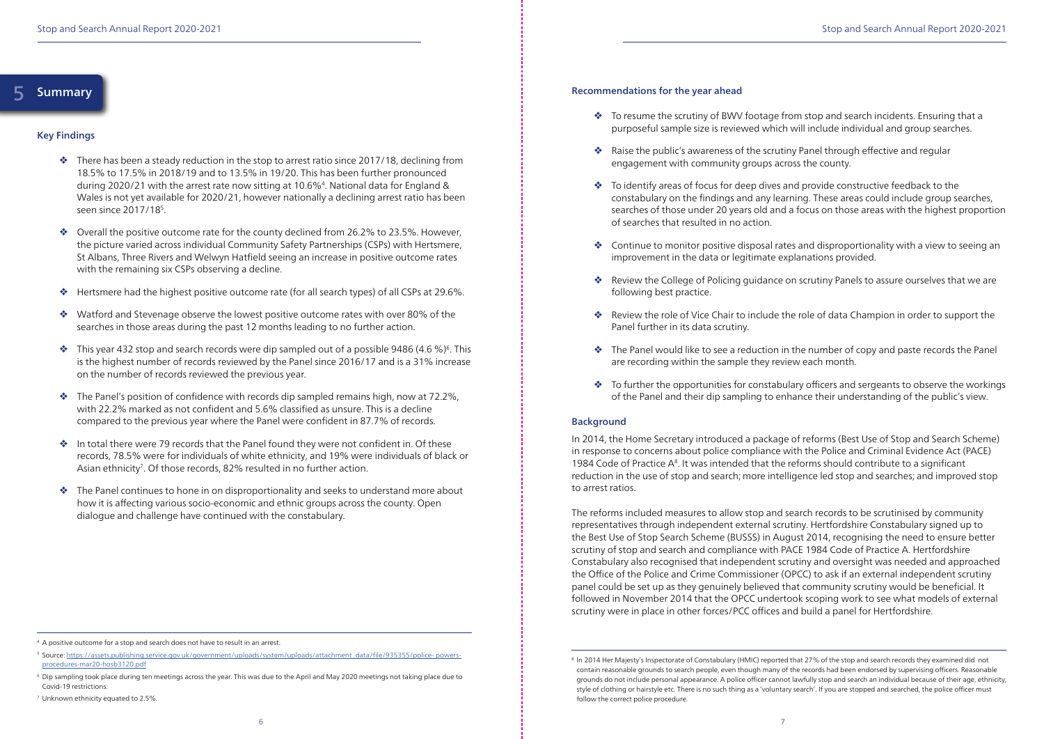# 5 Summary

## Key Findings

- There has been a steady reduction in the stop to arrest ratio since 2017/18, declining from 18.5% to 17.5% in 2018/19 and to 13.5% in 19/20. This has been further pronounced during 2020/21 with the arrest rate now sitting at 10.6%[4]. National data for England & Wales is not yet available for 2020/21, however nationally a declining arrest ratio has been seen since 2017/18[5].
- Overall the positive outcome rate for the county declined from 26.2% to 23.5%. However, the picture varied across individual Community Safety Partnerships (CSPs) with Hertsmere, St Albans, Three Rivers and Welwyn Hatfield seeing an increase in positive outcome rates with the remaining six CSPs observing a decline.
- Hertsmere had the highest positive outcome rate (for all search types) of all CSPs at 29.6%.
- Watford and Stevenage observe the lowest positive outcome rates with over 80% of the searches in those areas during the past 12 months leading to no further action.
- This year 432 stop and search records were dip sampled out of a possible 9486 (4.6 %)[6]. This is the highest number of records reviewed by the Panel since 2016/17 and is a 31% increase on the number of records reviewed the previous year.
- The Panel's position of confidence with records dip sampled remains high, now at 72.2%, with 22.2% marked as not confident and 5.6% classified as unsure. This is a decline compared to the previous year where the Panel were confident in 87.7% of records.
- In total there were 79 records that the Panel found they were not confident in. Of these records, 78.5% were for individuals of white ethnicity, and 19% were individuals of black or Asian ethnicity[7]. Of those records, 82% resulted in no further action.
- The Panel continues to hone in on disproportionality and seeks to understand more about how it is affecting various socio-economic and ethnic groups across the county. Open dialogue and challenge have continued with the constabulary.

[4] A positive outcome for a stop and search does not have to result in an arrest.

[5] Source: https://assets.publishing.service.gov.uk/government/uploads/system/uploads/attachment_data/file/935355/police- powers-procedures-mar20-hosb3120.pdf

[6] Dip sampling took place during ten meetings across the year. This was due to the April and May 2020 meetings not taking place due to Covid-19 restrictions.

[7] Unknown ethnicity equated to 2.5%.

## Recommendations for the year ahead

- To resume the scrutiny of BWV footage from stop and search incidents. Ensuring that a purposeful sample size is reviewed which will include individual and group searches.
- Raise the public's awareness of the scrutiny Panel through effective and regular engagement with community groups across the county.
- To identify areas of focus for deep dives and provide constructive feedback to the constabulary on the findings and any learning. These areas could include group searches, searches of those under 20 years old and a focus on those areas with the highest proportion of searches that resulted in no action.
- Continue to monitor positive disposal rates and disproportionality with a view to seeing an improvement in the data or legitimate explanations provided.
- Review the College of Policing guidance on scrutiny Panels to assure ourselves that we are following best practice.
- Review the role of Vice Chair to include the role of data Champion in order to support the Panel further in its data scrutiny.
- The Panel would like to see a reduction in the number of copy and paste records the Panel are recording within the sample they review each month.
- To further the opportunities for constabulary officers and sergeants to observe the workings of the Panel and their dip sampling to enhance their understanding of the public's view.

## Background

In 2014, the Home Secretary introduced a package of reforms (Best Use of Stop and Search Scheme) in response to concerns about police compliance with the Police and Criminal Evidence Act (PACE) 1984 Code of Practice A[8]. It was intended that the reforms should contribute to a significant reduction in the use of stop and search; more intelligence led stop and searches; and improved stop to arrest ratios.

The reforms included measures to allow stop and search records to be scrutinised by community representatives through independent external scrutiny. Hertfordshire Constabulary signed up to the Best Use of Stop Search Scheme (BUSSS) in August 2014, recognising the need to ensure better scrutiny of stop and search and compliance with PACE 1984 Code of Practice A. Hertfordshire Constabulary also recognised that independent scrutiny and oversight was needed and approached the Office of the Police and Crime Commissioner (OPCC) to ask if an external independent scrutiny panel could be set up as they genuinely believed that community scrutiny would be beneficial. It followed in November 2014 that the OPCC undertook scoping work to see what models of external scrutiny were in place in other forces/PCC offices and build a panel for Hertfordshire.

[8] In 2014 Her Majesty's Inspectorate of Constabulary (HMIC) reported that 27% of the stop and search records they examined did not contain reasonable grounds to search people, even though many of the records had been endorsed by supervising officers. Reasonable grounds do not include personal appearance. A police officer cannot lawfully stop and search an individual because of their age, ethnicity, style of clothing or hairstyle etc. There is no such thing as a 'voluntary search'. If you are stopped and searched, the police officer must follow the correct police procedure.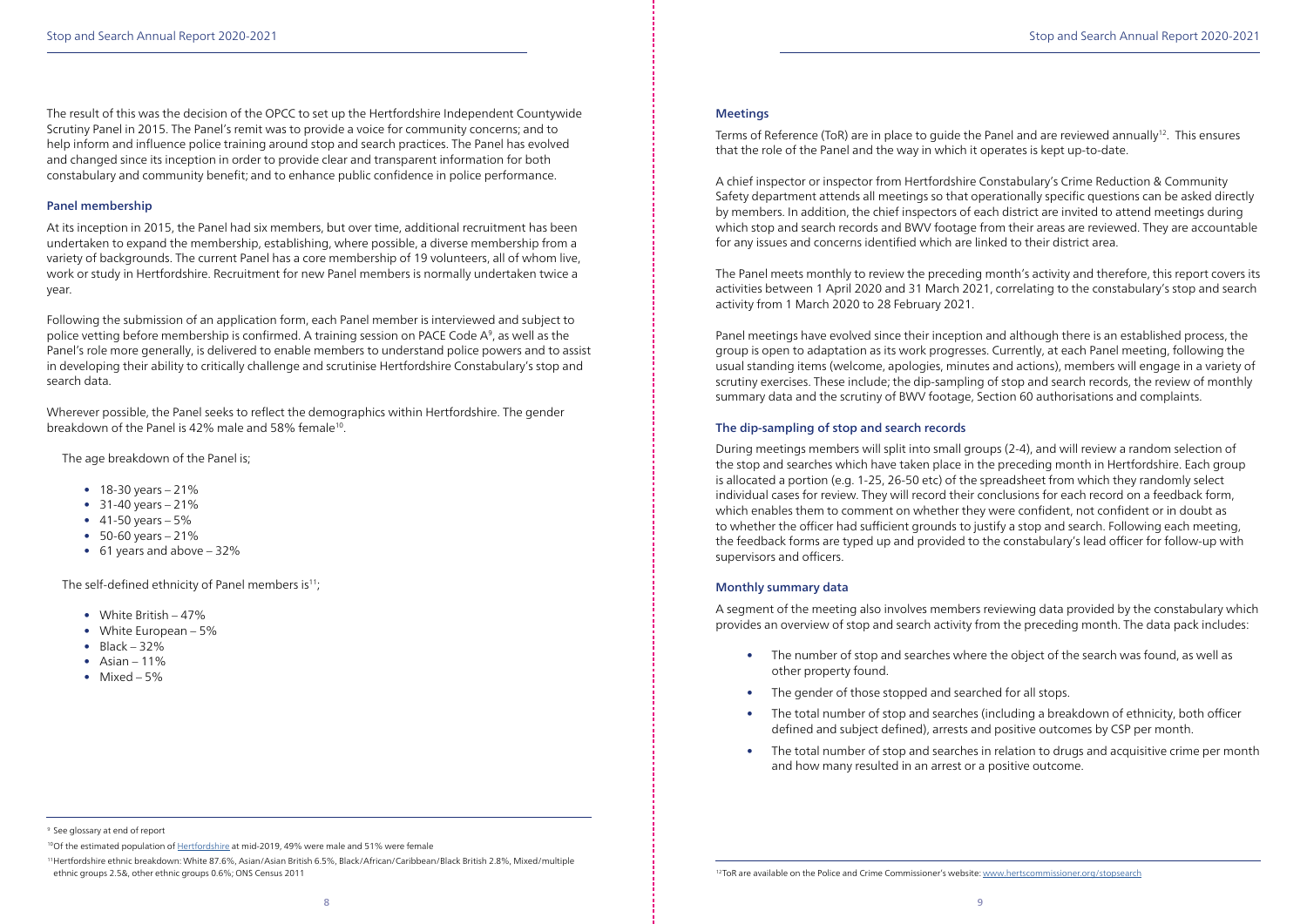The result of this was the decision of the OPCC to set up the Hertfordshire Independent Countywide Scrutiny Panel in 2015. The Panel's remit was to provide a voice for community concerns; and to help inform and influence police training around stop and search practices. The Panel has evolved and changed since its inception in order to provide clear and transparent information for both constabulary and community benefit; and to enhance public confidence in police performance.

### Panel membership

At its inception in 2015, the Panel had six members, but over time, additional recruitment has been undertaken to expand the membership, establishing, where possible, a diverse membership from a variety of backgrounds. The current Panel has a core membership of 19 volunteers, all of whom live, work or study in Hertfordshire. Recruitment for new Panel members is normally undertaken twice a year.

Following the submission of an application form, each Panel member is interviewed and subject to police vetting before membership is confirmed. A training session on PACE Code A[9], as well as the Panel's role more generally, is delivered to enable members to understand police powers and to assist in developing their ability to critically challenge and scrutinise Hertfordshire Constabulary's stop and search data.

Wherever possible, the Panel seeks to reflect the demographics within Hertfordshire. The gender breakdown of the Panel is 42% male and 58% female[10].

The age breakdown of the Panel is;

- 18-30 years – 21%
- 31-40 years – 21%
- 41-50 years – 5%
- 50-60 years – 21%
- 61 years and above – 32%

The self-defined ethnicity of Panel members is[11];

- White British – 47%
- White European – 5%
- Black – 32%
- Asian – 11%
- Mixed – 5%

[9] See glossary at end of report

[10] Of the estimated population of Hertfordshire at mid-2019, 49% were male and 51% were female

[11] Hertfordshire ethnic breakdown: White 87.6%, Asian/Asian British 6.5%, Black/African/Caribbean/Black British 2.8%, Mixed/multiple ethnic groups 2.5&, other ethnic groups 0.6%; ONS Census 2011

### Meetings

Terms of Reference (ToR) are in place to guide the Panel and are reviewed annually[12]. This ensures that the role of the Panel and the way in which it operates is kept up-to-date.

A chief inspector or inspector from Hertfordshire Constabulary's Crime Reduction & Community Safety department attends all meetings so that operationally specific questions can be asked directly by members. In addition, the chief inspectors of each district are invited to attend meetings during which stop and search records and BWV footage from their areas are reviewed. They are accountable for any issues and concerns identified which are linked to their district area.

The Panel meets monthly to review the preceding month's activity and therefore, this report covers its activities between 1 April 2020 and 31 March 2021, correlating to the constabulary's stop and search activity from 1 March 2020 to 28 February 2021.

Panel meetings have evolved since their inception and although there is an established process, the group is open to adaptation as its work progresses. Currently, at each Panel meeting, following the usual standing items (welcome, apologies, minutes and actions), members will engage in a variety of scrutiny exercises. These include; the dip-sampling of stop and search records, the review of monthly summary data and the scrutiny of BWV footage, Section 60 authorisations and complaints.

### The dip-sampling of stop and search records

During meetings members will split into small groups (2-4), and will review a random selection of the stop and searches which have taken place in the preceding month in Hertfordshire. Each group is allocated a portion (e.g. 1-25, 26-50 etc) of the spreadsheet from which they randomly select individual cases for review. They will record their conclusions for each record on a feedback form, which enables them to comment on whether they were confident, not confident or in doubt as to whether the officer had sufficient grounds to justify a stop and search. Following each meeting, the feedback forms are typed up and provided to the constabulary's lead officer for follow-up with supervisors and officers.

### Monthly summary data

A segment of the meeting also involves members reviewing data provided by the constabulary which provides an overview of stop and search activity from the preceding month. The data pack includes:

- The number of stop and searches where the object of the search was found, as well as other property found.
- The gender of those stopped and searched for all stops.
- The total number of stop and searches (including a breakdown of ethnicity, both officer defined and subject defined), arrests and positive outcomes by CSP per month.
- The total number of stop and searches in relation to drugs and acquisitive crime per month and how many resulted in an arrest or a positive outcome.

[12] ToR are available on the Police and Crime Commissioner's website: www.hertscommissioner.org/stopsearch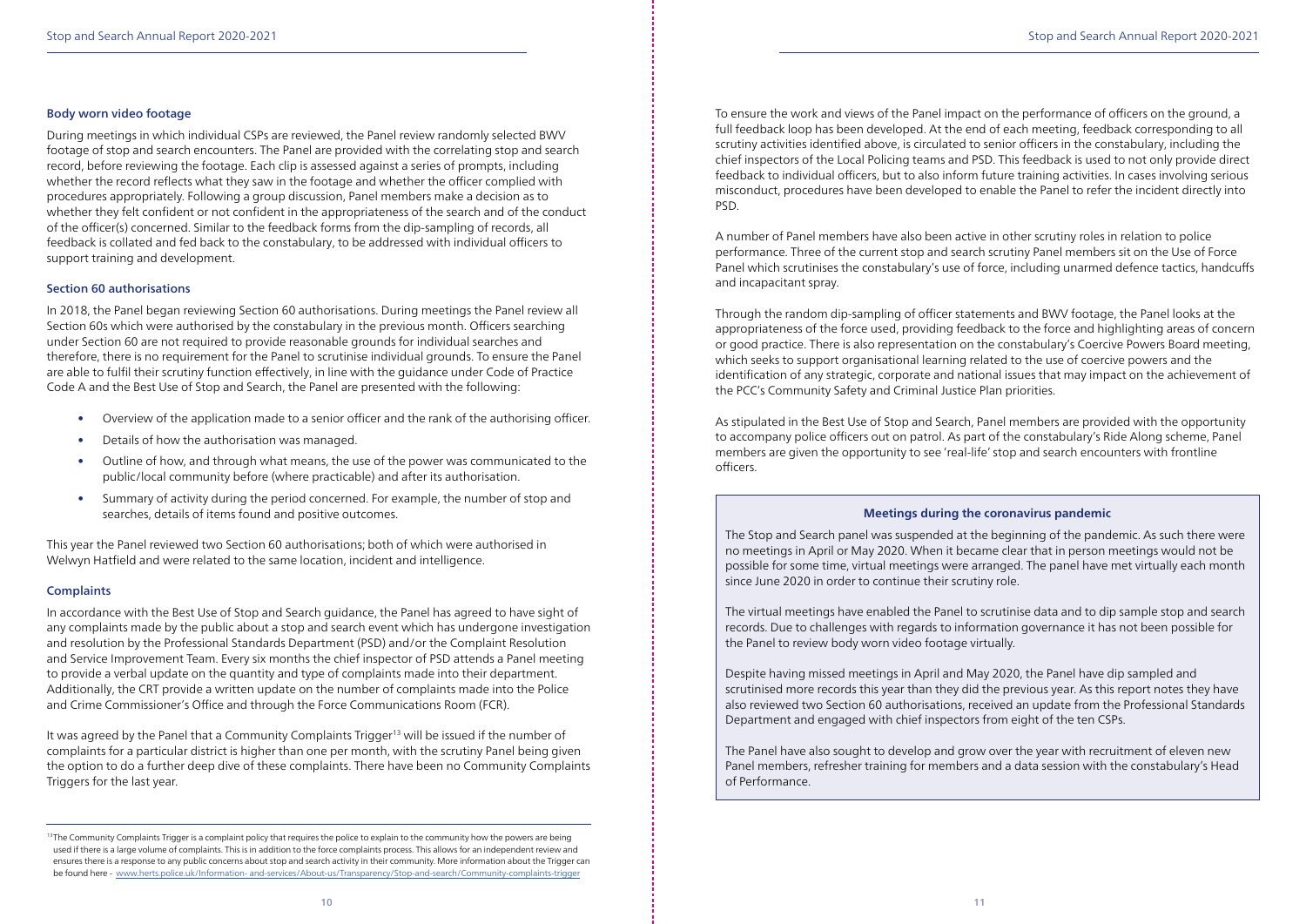### Body worn video footage

During meetings in which individual CSPs are reviewed, the Panel review randomly selected BWV footage of stop and search encounters. The Panel are provided with the correlating stop and search record, before reviewing the footage. Each clip is assessed against a series of prompts, including whether the record reflects what they saw in the footage and whether the officer complied with procedures appropriately. Following a group discussion, Panel members make a decision as to whether they felt confident or not confident in the appropriateness of the search and of the conduct of the officer(s) concerned. Similar to the feedback forms from the dip-sampling of records, all feedback is collated and fed back to the constabulary, to be addressed with individual officers to support training and development.

### Section 60 authorisations

In 2018, the Panel began reviewing Section 60 authorisations. During meetings the Panel review all Section 60s which were authorised by the constabulary in the previous month. Officers searching under Section 60 are not required to provide reasonable grounds for individual searches and therefore, there is no requirement for the Panel to scrutinise individual grounds. To ensure the Panel are able to fulfil their scrutiny function effectively, in line with the guidance under Code of Practice Code A and the Best Use of Stop and Search, the Panel are presented with the following:

- Overview of the application made to a senior officer and the rank of the authorising officer.
- Details of how the authorisation was managed.
- Outline of how, and through what means, the use of the power was communicated to the public/local community before (where practicable) and after its authorisation.
- Summary of activity during the period concerned. For example, the number of stop and searches, details of items found and positive outcomes.

This year the Panel reviewed two Section 60 authorisations; both of which were authorised in Welwyn Hatfield and were related to the same location, incident and intelligence.

### Complaints

In accordance with the Best Use of Stop and Search guidance, the Panel has agreed to have sight of any complaints made by the public about a stop and search event which has undergone investigation and resolution by the Professional Standards Department (PSD) and/or the Complaint Resolution and Service Improvement Team. Every six months the chief inspector of PSD attends a Panel meeting to provide a verbal update on the quantity and type of complaints made into their department. Additionally, the CRT provide a written update on the number of complaints made into the Police and Crime Commissioner's Office and through the Force Communications Room (FCR).

It was agreed by the Panel that a Community Complaints Trigger[13] will be issued if the number of complaints for a particular district is higher than one per month, with the scrutiny Panel being given the option to do a further deep dive of these complaints. There have been no Community Complaints Triggers for the last year.

[13] The Community Complaints Trigger is a complaint policy that requires the police to explain to the community how the powers are being used if there is a large volume of complaints. This is in addition to the force complaints process. This allows for an independent review and ensures there is a response to any public concerns about stop and search activity in their community. More information about the Trigger can be found here - www.herts.police.uk/Information- and-services/About-us/Transparency/Stop-and-search/Community-complaints-trigger

To ensure the work and views of the Panel impact on the performance of officers on the ground, a full feedback loop has been developed. At the end of each meeting, feedback corresponding to all scrutiny activities identified above, is circulated to senior officers in the constabulary, including the chief inspectors of the Local Policing teams and PSD. This feedback is used to not only provide direct feedback to individual officers, but to also inform future training activities. In cases involving serious misconduct, procedures have been developed to enable the Panel to refer the incident directly into PSD.

A number of Panel members have also been active in other scrutiny roles in relation to police performance. Three of the current stop and search scrutiny Panel members sit on the Use of Force Panel which scrutinises the constabulary's use of force, including unarmed defence tactics, handcuffs and incapacitant spray.

Through the random dip-sampling of officer statements and BWV footage, the Panel looks at the appropriateness of the force used, providing feedback to the force and highlighting areas of concern or good practice. There is also representation on the constabulary's Coercive Powers Board meeting, which seeks to support organisational learning related to the use of coercive powers and the identification of any strategic, corporate and national issues that may impact on the achievement of the PCC's Community Safety and Criminal Justice Plan priorities.

As stipulated in the Best Use of Stop and Search, Panel members are provided with the opportunity to accompany police officers out on patrol. As part of the constabulary's Ride Along scheme, Panel members are given the opportunity to see 'real-life' stop and search encounters with frontline officers.

**Meetings during the coronavirus pandemic**

The Stop and Search panel was suspended at the beginning of the pandemic. As such there were no meetings in April or May 2020. When it became clear that in person meetings would not be possible for some time, virtual meetings were arranged. The panel have met virtually each month since June 2020 in order to continue their scrutiny role.

The virtual meetings have enabled the Panel to scrutinise data and to dip sample stop and search records. Due to challenges with regards to information governance it has not been possible for the Panel to review body worn video footage virtually.

Despite having missed meetings in April and May 2020, the Panel have dip sampled and scrutinised more records this year than they did the previous year. As this report notes they have also reviewed two Section 60 authorisations, received an update from the Professional Standards Department and engaged with chief inspectors from eight of the ten CSPs.

The Panel have also sought to develop and grow over the year with recruitment of eleven new Panel members, refresher training for members and a data session with the constabulary's Head of Performance.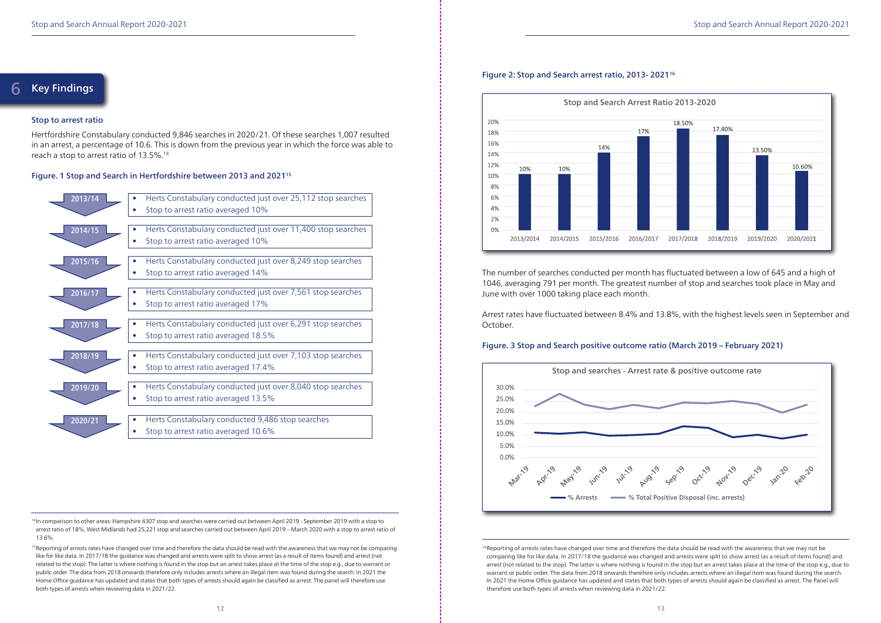## 6 Key Findings

### Stop to arrest ratio

Hertfordshire Constabulary conducted 9,846 searches in 2020/21. Of these searches 1,007 resulted in an arrest, a percentage of 10.6. This is down from the previous year in which the force was able to reach a stop to arrest ratio of 13.5%.[14]

**Figure. 1 Stop and Search in Hertfordshire between 2013 and 2021[15]**

**2013/14**
- Herts Constabulary conducted just over 25,112 stop searches
- Stop to arrest ratio averaged 10%

**2014/15**
- Herts Constabulary conducted just over 11,400 stop searches
- Stop to arrest ratio averaged 10%

**2015/16**
- Herts Constabulary conducted just over 8,249 stop searches
- Stop to arrest ratio averaged 14%

**2016/17**
- Herts Constabulary conducted just over 7,561 stop searches
- Stop to arrest ratio averaged 17%

**2017/18**
- Herts Constabulary conducted just over 6,291 stop searches
- Stop to arrest ratio averaged 18.5%

**2018/19**
- Herts Constabulary conducted just over 7,103 stop searches
- Stop to arrest ratio averaged 17.4%

**2019/20**
- Herts Constabulary conducted just over 8,040 stop searches
- Stop to arrest ratio averaged 13.5%

**2020/21**
- Herts Constabulary conducted 9,486 stop searches
- Stop to arrest ratio averaged 10.6%

[14] In comparison to other areas: Hampshire 4307 stop and searches were carried out between April 2019 - September 2019 with a stop to arrest ratio of 18%, West Midlands had 25,221 stop and searches carried out between April 2019 – March 2020 with a stop to arrest ratio of 13.6%.

[15] Reporting of arrests rates have changed over time and therefore the data should be read with the awareness that we may not be comparing like for like data. In 2017/18 the guidance was changed and arrests were split to show arrest (as a result of items found) and arrest (not related to the stop). The latter is where nothing is found in the stop but an arrest takes place at the time of the stop e.g., due to warrant or public order. The data from 2018 onwards therefore only includes arrests where an illegal item was found during the search. In 2021 the Home Office guidance has updated and states that both types of arrests should again be classified as arrest. The panel will therefore use both types of arrests when reviewing data in 2021/22.

**Figure 2: Stop and Search arrest ratio, 2013- 2021[16]**

Stop and Search Arrest Ratio 2013-2020

| Year | Arrest ratio |
|---|---|
| 2013/2014 | 10% |
| 2014/2015 | 10% |
| 2015/2016 | 14% |
| 2016/2017 | 17% |
| 2017/2018 | 18.50% |
| 2018/2019 | 17.40% |
| 2019/2020 | 13.50% |
| 2020/2021 | 10.60% |

The number of searches conducted per month has fluctuated between a low of 645 and a high of 1046, averaging 791 per month. The greatest number of stop and searches took place in May and June with over 1000 taking place each month.

Arrest rates have fluctuated between 8.4% and 13.8%, with the highest levels seen in September and October.

**Figure. 3 Stop and Search positive outcome ratio (March 2019 – February 2021)**

Stop and searches - Arrest rate & positive outcome rate

(Line chart, Mar-19 to Feb-20; series: % Arrests, % Total Positive Disposal (inc. arrests))

[16] Reporting of arrests rates have changed over time and therefore the data should be read with the awareness that we may not be comparing like for like data. In 2017/18 the guidance was changed and arrests were split to show arrest (as a result of items found) and arrest (not related to the stop). The latter is where nothing is found in the stop but an arrest takes place at the time of the stop e.g., due to warrant or public order. The data from 2018 onwards therefore only includes arrests where an illegal item was found during the search. In 2021 the Home Office guidance has updated and states that both types of arrests should again be classified as arrest. The Panel will therefore use both types of arrests when reviewing data in 2021/22.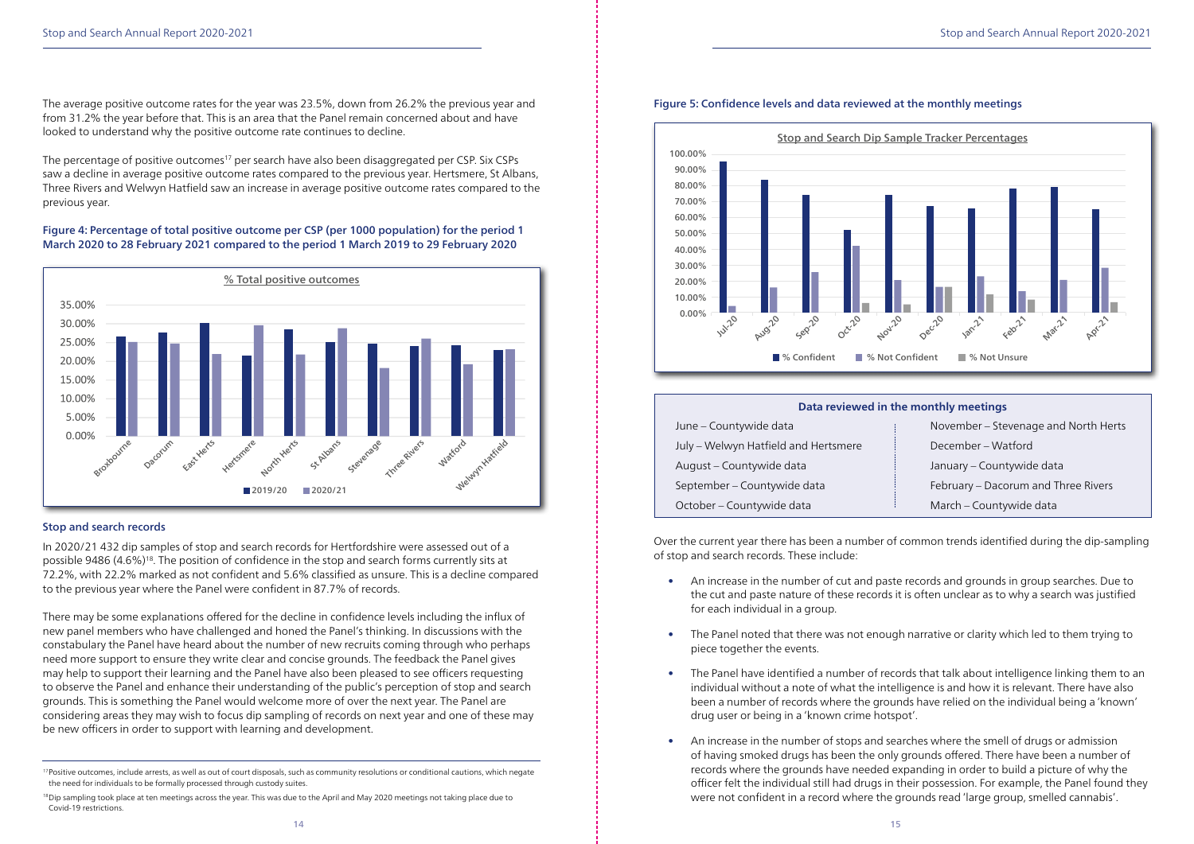The average positive outcome rates for the year was 23.5%, down from 26.2% the previous year and from 31.2% the year before that. This is an area that the Panel remain concerned about and have looked to understand why the positive outcome rate continues to decline.

The percentage of positive outcomes[17] per search have also been disaggregated per CSP. Six CSPs saw a decline in average positive outcome rates compared to the previous year. Hertsmere, St Albans, Three Rivers and Welwyn Hatfield saw an increase in average positive outcome rates compared to the previous year.

**Figure 4: Percentage of total positive outcome per CSP (per 1000 population) for the period 1 March 2020 to 28 February 2021 compared to the period 1 March 2019 to 29 February 2020**

% Total positive outcomes

(Chart: 2019/20 vs 2020/21 for Broxbourne, Dacorum, East Herts, Hertsmere, North Herts, St Albans, Stevenage, Three Rivers, Watford, Welwyn Hatfield)

### Stop and search records

In 2020/21 432 dip samples of stop and search records for Hertfordshire were assessed out of a possible 9486 (4.6%)[18]. The position of confidence in the stop and search forms currently sits at 72.2%, with 22.2% marked as not confident and 5.6% classified as unsure. This is a decline compared to the previous year where the Panel were confident in 87.7% of records.

There may be some explanations offered for the decline in confidence levels including the influx of new panel members who have challenged and honed the Panel's thinking. In discussions with the constabulary the Panel have heard about the number of new recruits coming through who perhaps need more support to ensure they write clear and concise grounds. The feedback the Panel gives may help to support their learning and the Panel have also been pleased to see officers requesting to observe the Panel and enhance their understanding of the public's perception of stop and search grounds. This is something the Panel would welcome more of over the next year. The Panel are considering areas they may wish to focus dip sampling of records on next year and one of these may be new officers in order to support with learning and development.

[17] Positive outcomes, include arrests, as well as out of court disposals, such as community resolutions or conditional cautions, which negate the need for individuals to be formally processed through custody suites.

[18] Dip sampling took place at ten meetings across the year. This was due to the April and May 2020 meetings not taking place due to Covid-19 restrictions.

**Figure 5: Confidence levels and data reviewed at the monthly meetings**

Stop and Search Dip Sample Tracker Percentages

(Chart: % Confident, % Not Confident, % Not Unsure for Jul-20 to Apr-21)

| Data reviewed in the monthly meetings | |
|---|---|
| June – Countywide data | November – Stevenage and North Herts |
| July – Welwyn Hatfield and Hertsmere | December – Watford |
| August – Countywide data | January – Countywide data |
| September – Countywide data | February – Dacorum and Three Rivers |
| October – Countywide data | March – Countywide data |

Over the current year there has been a number of common trends identified during the dip-sampling of stop and search records. These include:

- An increase in the number of cut and paste records and grounds in group searches. Due to the cut and paste nature of these records it is often unclear as to why a search was justified for each individual in a group.
- The Panel noted that there was not enough narrative or clarity which led to them trying to piece together the events.
- The Panel have identified a number of records that talk about intelligence linking them to an individual without a note of what the intelligence is and how it is relevant. There have also been a number of records where the grounds have relied on the individual being a 'known' drug user or being in a 'known crime hotspot'.
- An increase in the number of stops and searches where the smell of drugs or admission of having smoked drugs has been the only grounds offered. There have been a number of records where the grounds have needed expanding in order to build a picture of why the officer felt the individual still had drugs in their possession. For example, the Panel found they were not confident in a record where the grounds read 'large group, smelled cannabis'.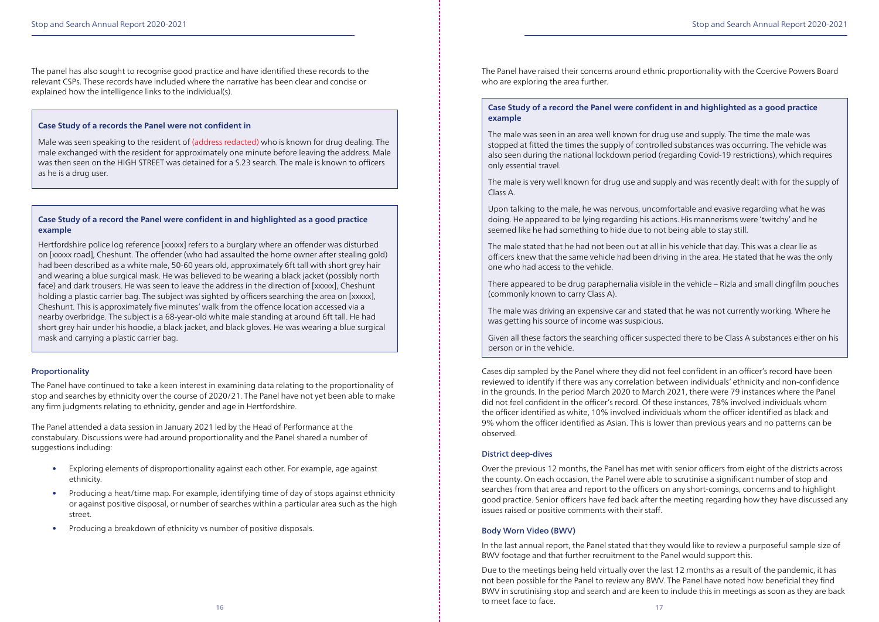The panel has also sought to recognise good practice and have identified these records to the relevant CSPs. These records have included where the narrative has been clear and concise or explained how the intelligence links to the individual(s).

**Case Study of a records the Panel were not confident in**

Male was seen speaking to the resident of (address redacted) who is known for drug dealing. The male exchanged with the resident for approximately one minute before leaving the address. Male was then seen on the HIGH STREET was detained for a S.23 search. The male is known to officers as he is a drug user.

**Case Study of a record the Panel were confident in and highlighted as a good practice example**

Hertfordshire police log reference [xxxxx] refers to a burglary where an offender was disturbed on [xxxxx road], Cheshunt. The offender (who had assaulted the home owner after stealing gold) had been described as a white male, 50-60 years old, approximately 6ft tall with short grey hair and wearing a blue surgical mask. He was believed to be wearing a black jacket (possibly north face) and dark trousers. He was seen to leave the address in the direction of [xxxxx], Cheshunt holding a plastic carrier bag. The subject was sighted by officers searching the area on [xxxxx], Cheshunt. This is approximately five minutes' walk from the offence location accessed via a nearby overbridge. The subject is a 68-year-old white male standing at around 6ft tall. He had short grey hair under his hoodie, a black jacket, and black gloves. He was wearing a blue surgical mask and carrying a plastic carrier bag.

### Proportionality

The Panel have continued to take a keen interest in examining data relating to the proportionality of stop and searches by ethnicity over the course of 2020/21. The Panel have not yet been able to make any firm judgments relating to ethnicity, gender and age in Hertfordshire.

The Panel attended a data session in January 2021 led by the Head of Performance at the constabulary. Discussions were had around proportionality and the Panel shared a number of suggestions including:

- Exploring elements of disproportionality against each other. For example, age against ethnicity.
- Producing a heat/time map. For example, identifying time of day of stops against ethnicity or against positive disposal, or number of searches within a particular area such as the high street.
- Producing a breakdown of ethnicity vs number of positive disposals.

The Panel have raised their concerns around ethnic proportionality with the Coercive Powers Board who are exploring the area further.

**Case Study of a record the Panel were confident in and highlighted as a good practice example**

The male was seen in an area well known for drug use and supply. The time the male was stopped at fitted the times the supply of controlled substances was occurring. The vehicle was also seen during the national lockdown period (regarding Covid-19 restrictions), which requires only essential travel.

The male is very well known for drug use and supply and was recently dealt with for the supply of Class A.

Upon talking to the male, he was nervous, uncomfortable and evasive regarding what he was doing. He appeared to be lying regarding his actions. His mannerisms were 'twitchy' and he seemed like he had something to hide due to not being able to stay still.

The male stated that he had not been out at all in his vehicle that day. This was a clear lie as officers knew that the same vehicle had been driving in the area. He stated that he was the only one who had access to the vehicle.

There appeared to be drug paraphernalia visible in the vehicle – Rizla and small clingfilm pouches (commonly known to carry Class A).

The male was driving an expensive car and stated that he was not currently working. Where he was getting his source of income was suspicious.

Given all these factors the searching officer suspected there to be Class A substances either on his person or in the vehicle.

Cases dip sampled by the Panel where they did not feel confident in an officer's record have been reviewed to identify if there was any correlation between individuals' ethnicity and non-confidence in the grounds. In the period March 2020 to March 2021, there were 79 instances where the Panel did not feel confident in the officer's record. Of these instances, 78% involved individuals whom the officer identified as white, 10% involved individuals whom the officer identified as black and 9% whom the officer identified as Asian. This is lower than previous years and no patterns can be observed.

### District deep-dives

Over the previous 12 months, the Panel has met with senior officers from eight of the districts across the county. On each occasion, the Panel were able to scrutinise a significant number of stop and searches from that area and report to the officers on any short-comings, concerns and to highlight good practice. Senior officers have fed back after the meeting regarding how they have discussed any issues raised or positive comments with their staff.

### Body Worn Video (BWV)

In the last annual report, the Panel stated that they would like to review a purposeful sample size of BWV footage and that further recruitment to the Panel would support this.

Due to the meetings being held virtually over the last 12 months as a result of the pandemic, it has not been possible for the Panel to review any BWV. The Panel have noted how beneficial they find BWV in scrutinising stop and search and are keen to include this in meetings as soon as they are back to meet face to face.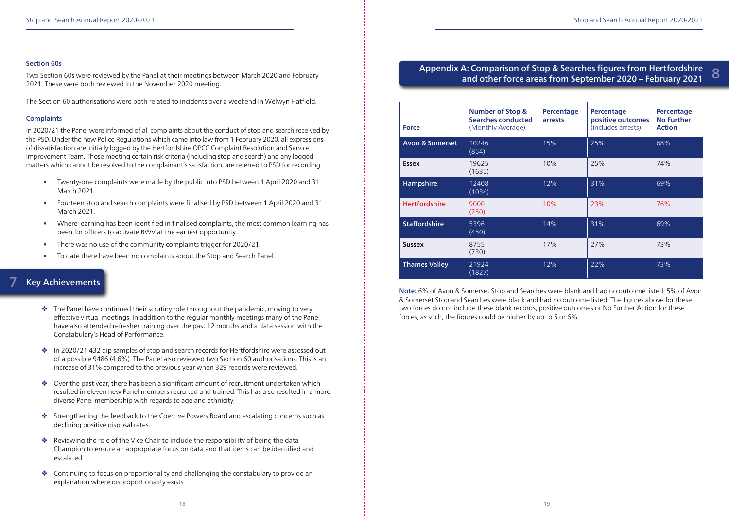### Section 60s

Two Section 60s were reviewed by the Panel at their meetings between March 2020 and February 2021. These were both reviewed in the November 2020 meeting.

The Section 60 authorisations were both related to incidents over a weekend in Welwyn Hatfield.

### Complaints

In 2020/21 the Panel were informed of all complaints about the conduct of stop and search received by the PSD. Under the new Police Regulations which came into law from 1 February 2020, all expressions of dissatisfaction are initially logged by the Hertfordshire OPCC Complaint Resolution and Service Improvement Team. Those meeting certain risk criteria (including stop and search) and any logged matters which cannot be resolved to the complainant's satisfaction, are referred to PSD for recording.

- Twenty-one complaints were made by the public into PSD between 1 April 2020 and 31 March 2021.
- Fourteen stop and search complaints were finalised by PSD between 1 April 2020 and 31 March 2021.
- Where learning has been identified in finalised complaints, the most common learning has been for officers to activate BWV at the earliest opportunity.
- There was no use of the community complaints trigger for 2020/21.
- To date there have been no complaints about the Stop and Search Panel.

## 7 Key Achievements

- The Panel have continued their scrutiny role throughout the pandemic, moving to very effective virtual meetings. In addition to the regular monthly meetings many of the Panel have also attended refresher training over the past 12 months and a data session with the Constabulary's Head of Performance.
- In 2020/21 432 dip samples of stop and search records for Hertfordshire were assessed out of a possible 9486 (4.6%). The Panel also reviewed two Section 60 authorisations. This is an increase of 31% compared to the previous year when 329 records were reviewed.
- Over the past year, there has been a significant amount of recruitment undertaken which resulted in eleven new Panel members recruited and trained. This has also resulted in a more diverse Panel membership with regards to age and ethnicity.
- Strengthening the feedback to the Coercive Powers Board and escalating concerns such as declining positive disposal rates.
- Reviewing the role of the Vice Chair to include the responsibility of being the data Champion to ensure an appropriate focus on data and that items can be identified and escalated.
- Continuing to focus on proportionality and challenging the constabulary to provide an explanation where disproportionality exists.

## 8 Appendix A: Comparison of Stop & Searches figures from Hertfordshire and other force areas from September 2020 – February 2021

| Force | Number of Stop & Searches conducted (Monthly Average) | Percentage arrests | Percentage positive outcomes (includes arrests) | Percentage No Further Action |
|---|---|---|---|---|
| Avon & Somerset | 10246 (854) | 15% | 25% | 68% |
| Essex | 19625 (1635) | 10% | 25% | 74% |
| Hampshire | 12408 (1034) | 12% | 31% | 69% |
| Hertfordshire | 9000 (750) | 10% | 23% | 76% |
| Staffordshire | 5396 (450) | 14% | 31% | 69% |
| Sussex | 8755 (730) | 17% | 27% | 73% |
| Thames Valley | 21924 (1827) | 12% | 22% | 73% |

**Note:** 6% of Avon & Somerset Stop and Searches were blank and had no outcome listed. 5% of Avon & Somerset Stop and Searches were blank and had no outcome listed. The figures above for these two forces do not include these blank records, positive outcomes or No Further Action for these forces, as such, the figures could be higher by up to 5 or 6%.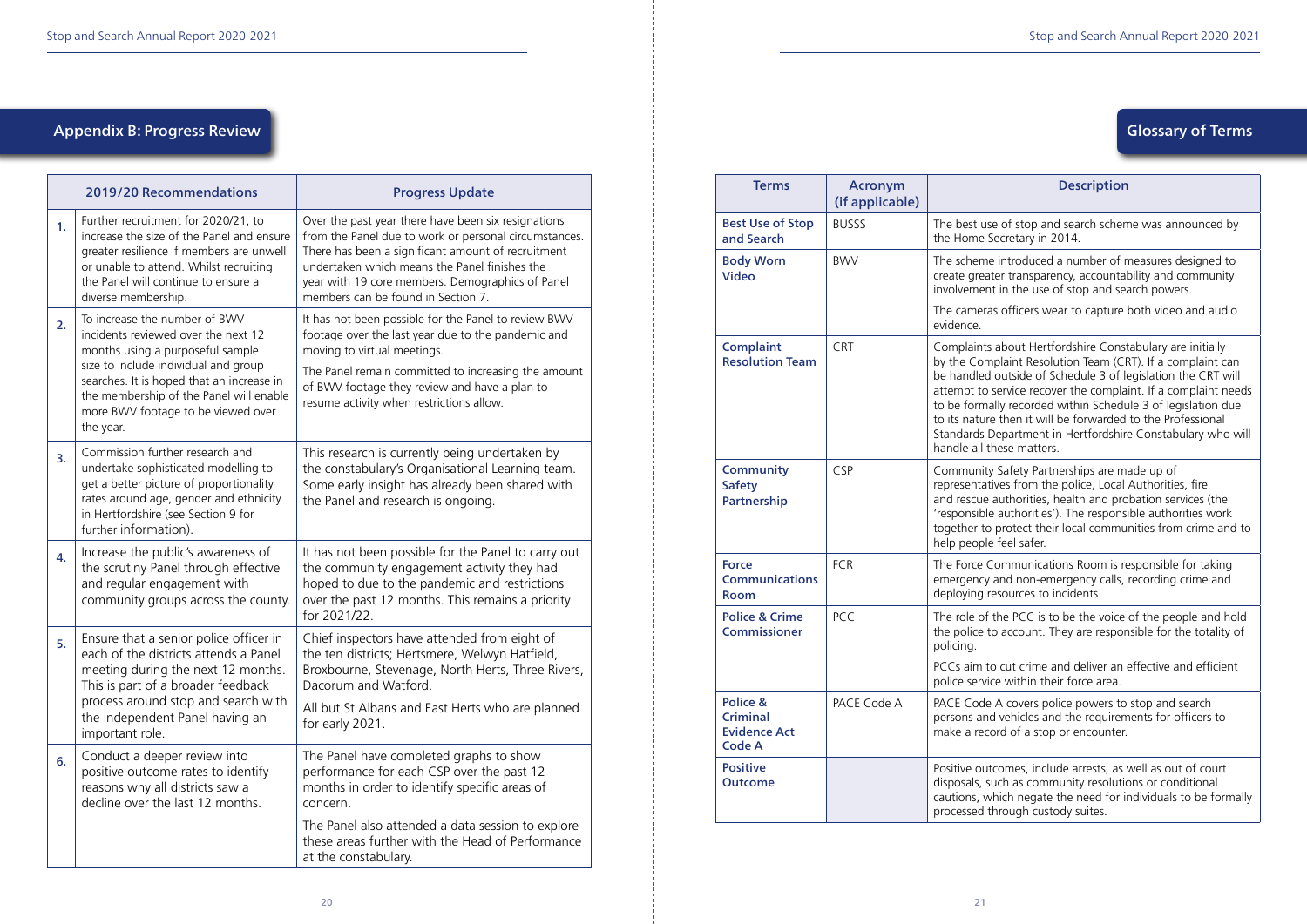## Appendix B: Progress Review

| | 2019/20 Recommendations | Progress Update |
|---|---|---|
| **1.** | Further recruitment for 2020/21, to increase the size of the Panel and ensure greater resilience if members are unwell or unable to attend. Whilst recruiting the Panel will continue to ensure a diverse membership. | Over the past year there have been six resignations from the Panel due to work or personal circumstances. There has been a significant amount of recruitment undertaken which means the Panel finishes the year with 19 core members. Demographics of Panel members can be found in Section 7. |
| **2.** | To increase the number of BWV incidents reviewed over the next 12 months using a purposeful sample size to include individual and group searches. It is hoped that an increase in the membership of the Panel will enable more BWV footage to be viewed over the year. | It has not been possible for the Panel to review BWV footage over the last year due to the pandemic and moving to virtual meetings.<br><br>The Panel remain committed to increasing the amount of BWV footage they review and have a plan to resume activity when restrictions allow. |
| **3.** | Commission further research and undertake sophisticated modelling to get a better picture of proportionality rates around age, gender and ethnicity in Hertfordshire (see Section 9 for further information). | This research is currently being undertaken by the constabulary's Organisational Learning team. Some early insight has already been shared with the Panel and research is ongoing. |
| **4.** | Increase the public's awareness of the scrutiny Panel through effective and regular engagement with community groups across the county. | It has not been possible for the Panel to carry out the community engagement activity they had hoped to due to the pandemic and restrictions over the past 12 months. This remains a priority for 2021/22. |
| **5.** | Ensure that a senior police officer in each of the districts attends a Panel meeting during the next 12 months. This is part of a broader feedback process around stop and search with the independent Panel having an important role. | Chief inspectors have attended from eight of the ten districts; Hertsmere, Welwyn Hatfield, Broxbourne, Stevenage, North Herts, Three Rivers, Dacorum and Watford.<br><br>All but St Albans and East Herts who are planned for early 2021. |
| **6.** | Conduct a deeper review into positive outcome rates to identify reasons why all districts saw a decline over the last 12 months. | The Panel have completed graphs to show performance for each CSP over the past 12 months in order to identify specific areas of concern.<br><br>The Panel also attended a data session to explore these areas further with the Head of Performance at the constabulary. |

## Glossary of Terms

| Terms | Acronym (if applicable) | Description |
|---|---|---|
| **Best Use of Stop and Search** | BUSSS | The best use of stop and search scheme was announced by the Home Secretary in 2014.<br><br>The scheme introduced a number of measures designed to create greater transparency, accountability and community involvement in the use of stop and search powers. |
| **Body Worn Video** | BWV | The cameras officers wear to capture both video and audio evidence. |
| **Complaint Resolution Team** | CRT | Complaints about Hertfordshire Constabulary are initially by the Complaint Resolution Team (CRT). If a complaint can be handled outside of Schedule 3 of legislation the CRT will attempt to service recover the complaint. If a complaint needs to be formally recorded within Schedule 3 of legislation due to its nature then it will be forwarded to the Professional Standards Department in Hertfordshire Constabulary who will handle all these matters. |
| **Community Safety Partnership** | CSP | Community Safety Partnerships are made up of representatives from the police, Local Authorities, fire and rescue authorities, health and probation services (the 'responsible authorities'). The responsible authorities work together to protect their local communities from crime and to help people feel safer. |
| **Force Communications Room** | FCR | The Force Communications Room is responsible for taking emergency and non-emergency calls, recording crime and deploying resources to incidents |
| **Police & Crime Commissioner** | PCC | The role of the PCC is to be the voice of the people and hold the police to account. They are responsible for the totality of policing.<br><br>PCCs aim to cut crime and deliver an effective and efficient police service within their force area. |
| **Police & Criminal Evidence Act Code A** | PACE Code A | PACE Code A covers police powers to stop and search persons and vehicles and the requirements for officers to make a record of a stop or encounter. |
| **Positive Outcome** | | Positive outcomes, include arrests, as well as out of court disposals, such as community resolutions or conditional cautions, which negate the need for individuals to be formally processed through custody suites. |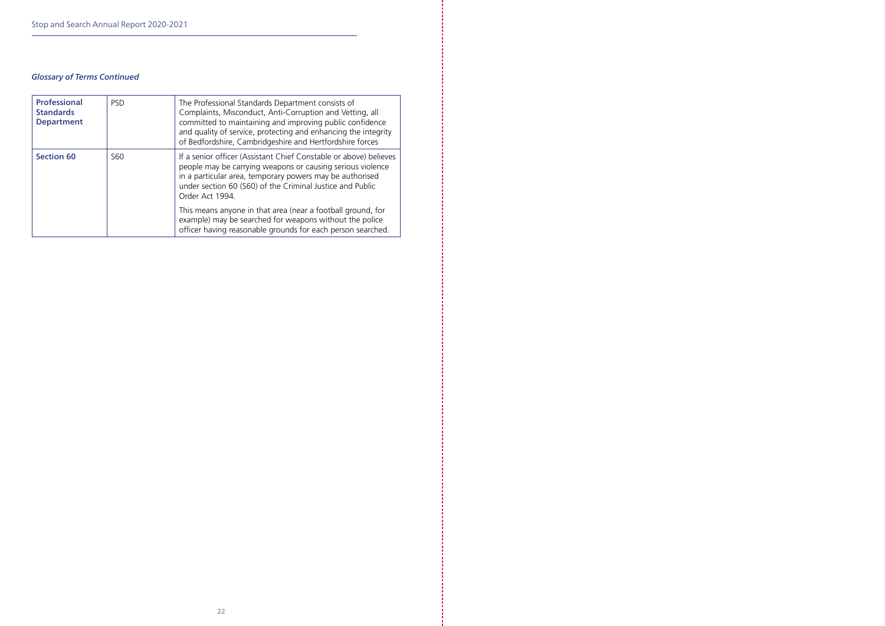*Glossary of Terms Continued*

| | | |
|---|---|---|
| **Professional Standards Department** | PSD | The Professional Standards Department consists of Complaints, Misconduct, Anti-Corruption and Vetting, all committed to maintaining and improving public confidence and quality of service, protecting and enhancing the integrity of Bedfordshire, Cambridgeshire and Hertfordshire forces |
| **Section 60** | S60 | If a senior officer (Assistant Chief Constable or above) believes people may be carrying weapons or causing serious violence in a particular area, temporary powers may be authorised under section 60 (S60) of the Criminal Justice and Public Order Act 1994.<br><br>This means anyone in that area (near a football ground, for example) may be searched for weapons without the police officer having reasonable grounds for each person searched. |